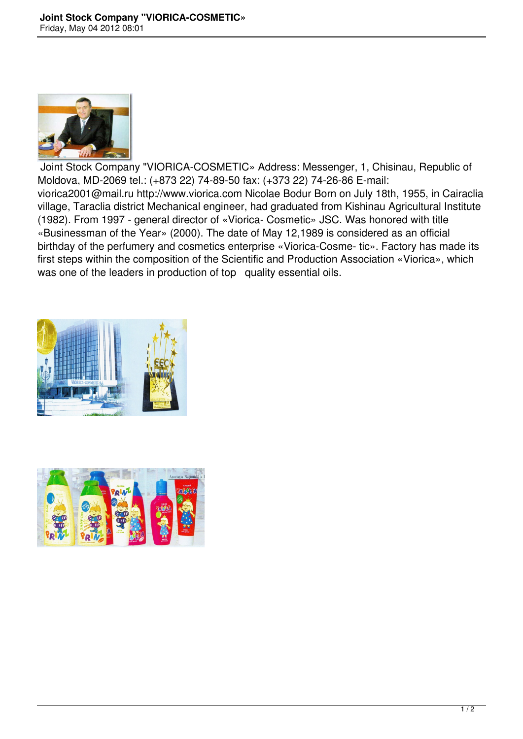Joint Stock Company "VIORICA-COSMETIC» Address: Messenger, 1, Chisinau, Republic of Moldova, MD-2069 tel.: (+873 22) 74-89-50 fax: (+373 22) 74-26-86 E-mail: viorica2001@mail.ru http://www.viorica.com Nicolae Bodur Born on July 18th, 1955, in Cairaclia village, Taraclia district Mechanical engineer, had graduated from Kishinau Agricultural Institute (1982). From 1997 - general director of «Viorica- Cosmetic» JSC. Was honored with title «Businessman of the Year» (2000). The date of May 12,1989 is considered as an official birthday of the perfumery and cosmetics enterprise «Viorica-Cosme- tic». Factory has made its first steps within the composition of the Scientific and Production Association «Viorica», which was one of the leaders in production of top quality essential oils.